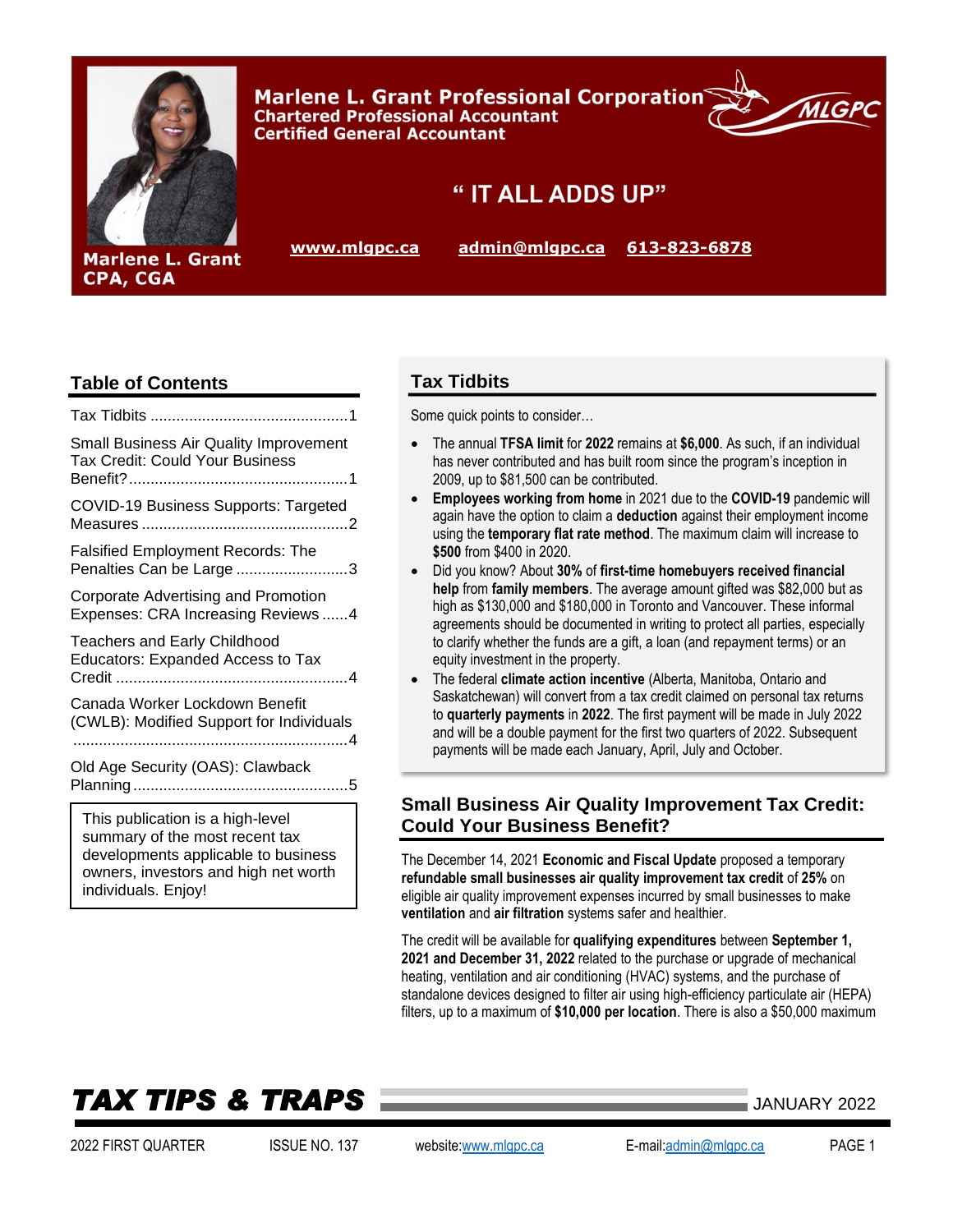# Marlene L. Grant Professional Corporation

**Chartered Professional Accountant**
**Certified General Accountant**

**" IT ALL ADDS UP"**

www.mlgpc.ca admin@mlgpc.ca 613-823-6878

**Marlene L. Grant CPA, CGA**

## Table of Contents

Tax Tidbits ....1

Small Business Air Quality Improvement Tax Credit: Could Your Business Benefit? ....1

COVID-19 Business Supports: Targeted Measures ....2

Falsified Employment Records: The Penalties Can be Large ....3

Corporate Advertising and Promotion Expenses: CRA Increasing Reviews ....4

Teachers and Early Childhood Educators: Expanded Access to Tax Credit ....4

Canada Worker Lockdown Benefit (CWLB): Modified Support for Individuals ....4

Old Age Security (OAS): Clawback Planning ....5

This publication is a high-level summary of the most recent tax developments applicable to business owners, investors and high net worth individuals. Enjoy!

## Tax Tidbits

Some quick points to consider…

- The annual **TFSA limit** for **2022** remains at **$6,000**. As such, if an individual has never contributed and has built room since the program's inception in 2009, up to $81,500 can be contributed.
- **Employees working from home** in 2021 due to the **COVID-19** pandemic will again have the option to claim a **deduction** against their employment income using the **temporary flat rate method**. The maximum claim will increase to **$500** from $400 in 2020.
- Did you know? About **30%** of **first-time homebuyers received financial help** from **family members**. The average amount gifted was $82,000 but as high as $130,000 and $180,000 in Toronto and Vancouver. These informal agreements should be documented in writing to protect all parties, especially to clarify whether the funds are a gift, a loan (and repayment terms) or an equity investment in the property.
- The federal **climate action incentive** (Alberta, Manitoba, Ontario and Saskatchewan) will convert from a tax credit claimed on personal tax returns to **quarterly payments** in **2022**. The first payment will be made in July 2022 and will be a double payment for the first two quarters of 2022. Subsequent payments will be made each January, April, July and October.

## Small Business Air Quality Improvement Tax Credit: Could Your Business Benefit?

The December 14, 2021 **Economic and Fiscal Update** proposed a temporary **refundable small businesses air quality improvement tax credit** of **25%** on eligible air quality improvement expenses incurred by small businesses to make **ventilation** and **air filtration** systems safer and healthier.

The credit will be available for **qualifying expenditures** between **September 1, 2021 and December 31, 2022** related to the purchase or upgrade of mechanical heating, ventilation and air conditioning (HVAC) systems, and the purchase of standalone devices designed to filter air using high-efficiency particulate air (HEPA) filters, up to a maximum of **$10,000 per location**. There is also a $50,000 maximum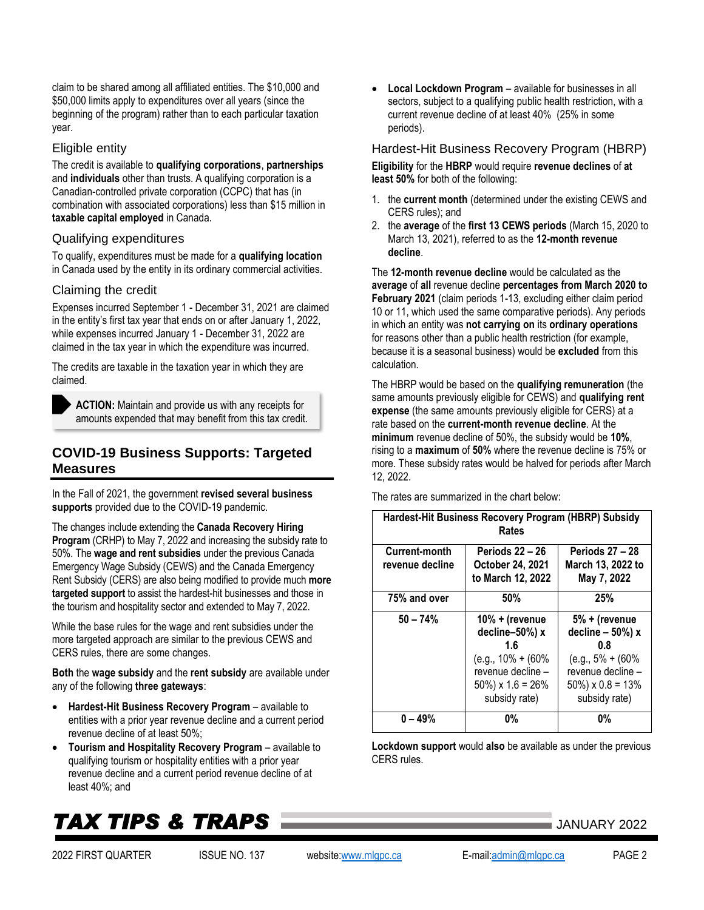claim to be shared among all affiliated entities. The $10,000 and $50,000 limits apply to expenditures over all years (since the beginning of the program) rather than to each particular taxation year.

### Eligible entity

The credit is available to **qualifying corporations**, **partnerships** and **individuals** other than trusts. A qualifying corporation is a Canadian-controlled private corporation (CCPC) that has (in combination with associated corporations) less than $15 million in **taxable capital employed** in Canada.

### Qualifying expenditures

To qualify, expenditures must be made for a **qualifying location** in Canada used by the entity in its ordinary commercial activities.

### Claiming the credit

Expenses incurred September 1 - December 31, 2021 are claimed in the entity's first tax year that ends on or after January 1, 2022, while expenses incurred January 1 - December 31, 2022 are claimed in the tax year in which the expenditure was incurred.

The credits are taxable in the taxation year in which they are claimed.

> **ACTION:** Maintain and provide us with any receipts for amounts expended that may benefit from this tax credit.

## COVID-19 Business Supports: Targeted Measures

In the Fall of 2021, the government **revised several business supports** provided due to the COVID-19 pandemic.

The changes include extending the **Canada Recovery Hiring Program** (CRHP) to May 7, 2022 and increasing the subsidy rate to 50%. The **wage and rent subsidies** under the previous Canada Emergency Wage Subsidy (CEWS) and the Canada Emergency Rent Subsidy (CERS) are also being modified to provide much **more targeted support** to assist the hardest-hit businesses and those in the tourism and hospitality sector and extended to May 7, 2022.

While the base rules for the wage and rent subsidies under the more targeted approach are similar to the previous CEWS and CERS rules, there are some changes.

**Both** the **wage subsidy** and the **rent subsidy** are available under any of the following **three gateways**:

- **Hardest-Hit Business Recovery Program** – available to entities with a prior year revenue decline and a current period revenue decline of at least 50%;
- **Tourism and Hospitality Recovery Program** – available to qualifying tourism or hospitality entities with a prior year revenue decline and a current period revenue decline of at least 40%; and
- **Local Lockdown Program** – available for businesses in all sectors, subject to a qualifying public health restriction, with a current revenue decline of at least 40% (25% in some periods).

### Hardest-Hit Business Recovery Program (HBRP)

**Eligibility** for the **HBRP** would require **revenue declines** of **at least 50%** for both of the following:

1. the **current month** (determined under the existing CEWS and CERS rules); and
2. the **average** of the **first 13 CEWS periods** (March 15, 2020 to March 13, 2021), referred to as the **12-month revenue decline**.

The **12-month revenue decline** would be calculated as the **average** of **all** revenue decline **percentages from March 2020 to February 2021** (claim periods 1-13, excluding either claim period 10 or 11, which used the same comparative periods). Any periods in which an entity was **not carrying on** its **ordinary operations** for reasons other than a public health restriction (for example, because it is a seasonal business) would be **excluded** from this calculation.

The HBRP would be based on the **qualifying remuneration** (the same amounts previously eligible for CEWS) and **qualifying rent expense** (the same amounts previously eligible for CERS) at a rate based on the **current-month revenue decline**. At the **minimum** revenue decline of 50%, the subsidy would be **10%**, rising to a **maximum** of **50%** where the revenue decline is 75% or more. These subsidy rates would be halved for periods after March 12, 2022.

The rates are summarized in the chart below:

| Hardest-Hit Business Recovery Program (HBRP) Subsidy Rates | | |
|---|---|---|
| **Current-month revenue decline** | **Periods 22 – 26 October 24, 2021 to March 12, 2022** | **Periods 27 – 28 March 13, 2022 to May 7, 2022** |
| **75% and over** | **50%** | **25%** |
| **50 – 74%** | **10% + (revenue decline–50%) x 1.6** (e.g., 10% + (60% revenue decline – 50%) x 1.6 = 26% subsidy rate) | **5% + (revenue decline – 50%) x 0.8** (e.g., 5% + (60% revenue decline – 50%) x 0.8 = 13% subsidy rate) |
| **0 – 49%** | **0%** | **0%** |

**Lockdown support** would **also** be available as under the previous CERS rules.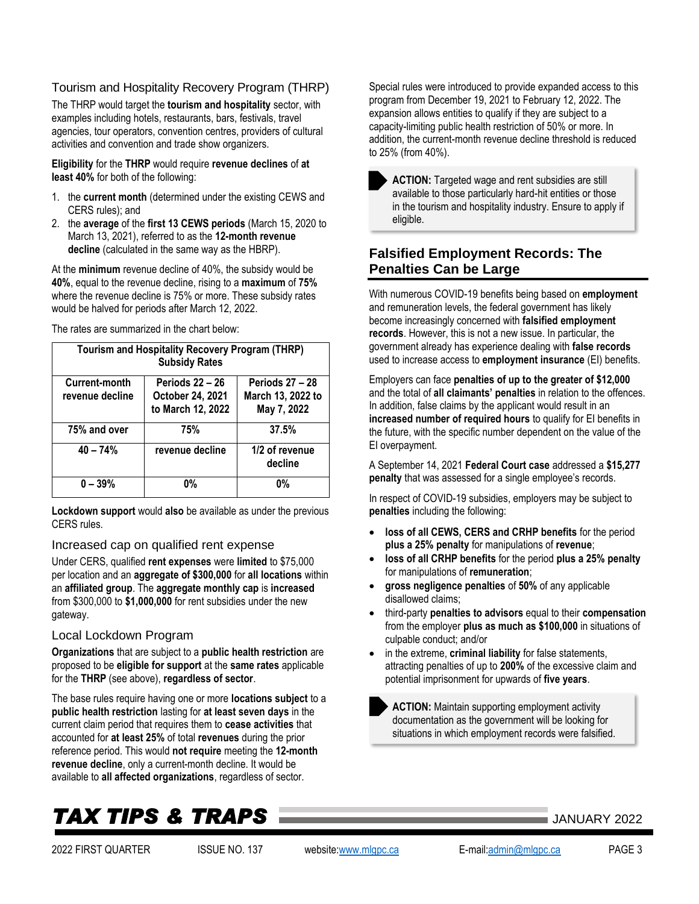### Tourism and Hospitality Recovery Program (THRP)

The THRP would target the **tourism and hospitality** sector, with examples including hotels, restaurants, bars, festivals, travel agencies, tour operators, convention centres, providers of cultural activities and convention and trade show organizers.

**Eligibility** for the **THRP** would require **revenue declines** of **at least 40%** for both of the following:

1. the **current month** (determined under the existing CEWS and CERS rules); and
2. the **average** of the **first 13 CEWS periods** (March 15, 2020 to March 13, 2021), referred to as the **12-month revenue decline** (calculated in the same way as the HBRP).

At the **minimum** revenue decline of 40%, the subsidy would be **40%**, equal to the revenue decline, rising to a **maximum** of **75%** where the revenue decline is 75% or more. These subsidy rates would be halved for periods after March 12, 2022.

The rates are summarized in the chart below:

| Tourism and Hospitality Recovery Program (THRP) Subsidy Rates | | |
|---|---|---|
| **Current-month revenue decline** | **Periods 22 – 26 October 24, 2021 to March 12, 2022** | **Periods 27 – 28 March 13, 2022 to May 7, 2022** |
| **75% and over** | **75%** | **37.5%** |
| **40 – 74%** | **revenue decline** | **1/2 of revenue decline** |
| **0 – 39%** | **0%** | **0%** |

**Lockdown support** would **also** be available as under the previous CERS rules.

### Increased cap on qualified rent expense

Under CERS, qualified **rent expenses** were **limited** to $75,000 per location and an **aggregate of $300,000** for **all locations** within an **affiliated group**. The **aggregate monthly cap** is **increased** from $300,000 to **$1,000,000** for rent subsidies under the new gateway.

### Local Lockdown Program

**Organizations** that are subject to a **public health restriction** are proposed to be **eligible for support** at the **same rates** applicable for the **THRP** (see above), **regardless of sector**.

The base rules require having one or more **locations subject** to a **public health restriction** lasting for **at least seven days** in the current claim period that requires them to **cease activities** that accounted for **at least 25%** of total **revenues** during the prior reference period. This would **not require** meeting the **12-month revenue decline**, only a current-month decline. It would be available to **all affected organizations**, regardless of sector.

Special rules were introduced to provide expanded access to this program from December 19, 2021 to February 12, 2022. The expansion allows entities to qualify if they are subject to a capacity-limiting public health restriction of 50% or more. In addition, the current-month revenue decline threshold is reduced to 25% (from 40%).

> **ACTION:** Targeted wage and rent subsidies are still available to those particularly hard-hit entities or those in the tourism and hospitality industry. Ensure to apply if eligible.

## Falsified Employment Records: The Penalties Can be Large

With numerous COVID-19 benefits being based on **employment** and remuneration levels, the federal government has likely become increasingly concerned with **falsified employment records**. However, this is not a new issue. In particular, the government already has experience dealing with **false records** used to increase access to **employment insurance** (EI) benefits.

Employers can face **penalties of up to the greater of $12,000** and the total of **all claimants' penalties** in relation to the offences. In addition, false claims by the applicant would result in an **increased number of required hours** to qualify for EI benefits in the future, with the specific number dependent on the value of the EI overpayment.

A September 14, 2021 **Federal Court case** addressed a **$15,277 penalty** that was assessed for a single employee's records.

In respect of COVID-19 subsidies, employers may be subject to **penalties** including the following:

- **loss of all CEWS, CERS and CRHP benefits** for the period **plus a 25% penalty** for manipulations of **revenue**;
- **loss of all CRHP benefits** for the period **plus a 25% penalty** for manipulations of **remuneration**;
- **gross negligence penalties** of **50%** of any applicable disallowed claims;
- third-party **penalties to advisors** equal to their **compensation** from the employer **plus as much as $100,000** in situations of culpable conduct; and/or
- in the extreme, **criminal liability** for false statements, attracting penalties of up to **200%** of the excessive claim and potential imprisonment for upwards of **five years**.

> **ACTION:** Maintain supporting employment activity documentation as the government will be looking for situations in which employment records were falsified.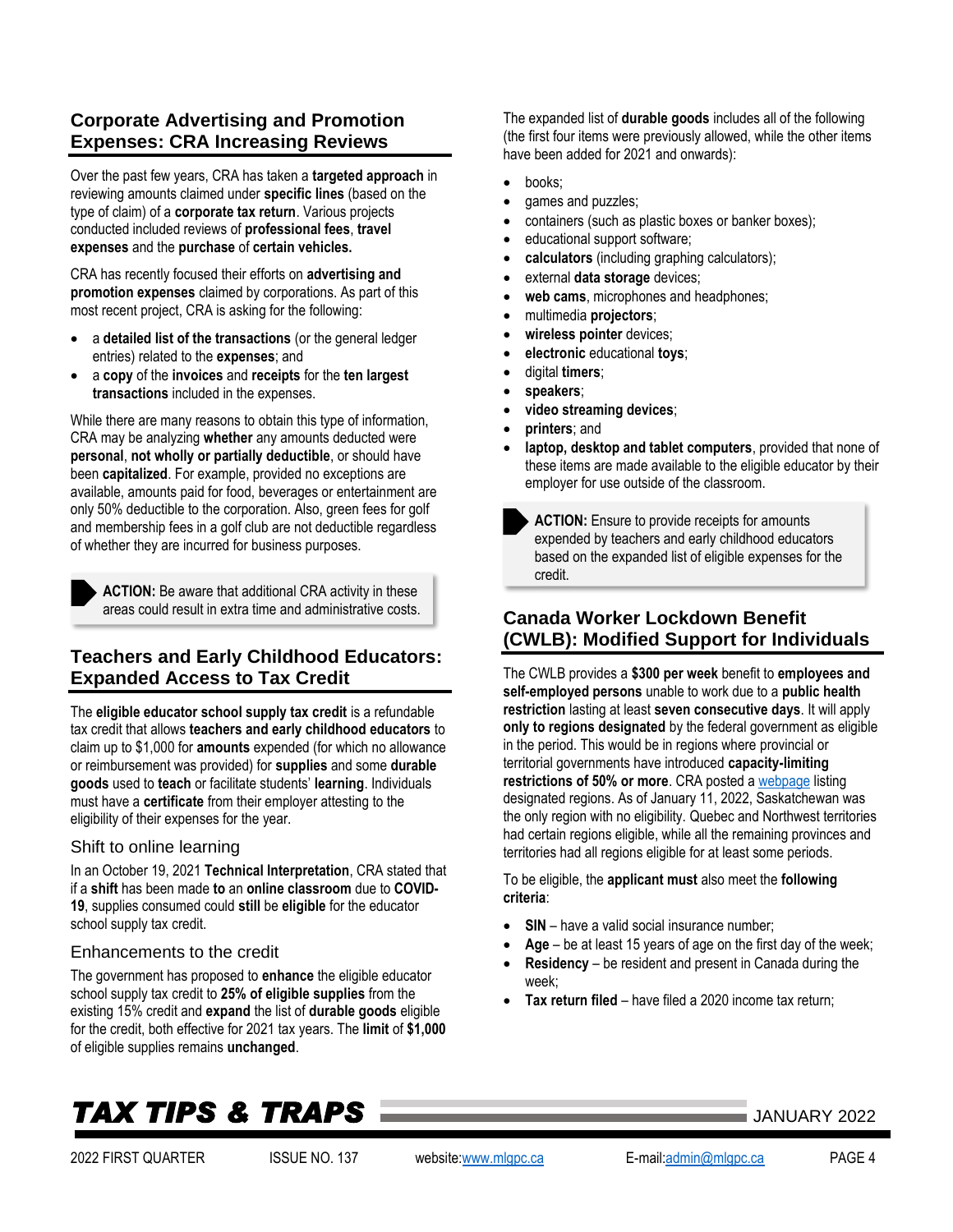## Corporate Advertising and Promotion Expenses: CRA Increasing Reviews

Over the past few years, CRA has taken a **targeted approach** in reviewing amounts claimed under **specific lines** (based on the type of claim) of a **corporate tax return**. Various projects conducted included reviews of **professional fees**, **travel expenses** and the **purchase** of **certain vehicles.**

CRA has recently focused their efforts on **advertising and promotion expenses** claimed by corporations. As part of this most recent project, CRA is asking for the following:

- a **detailed list of the transactions** (or the general ledger entries) related to the **expenses**; and
- a **copy** of the **invoices** and **receipts** for the **ten largest transactions** included in the expenses.

While there are many reasons to obtain this type of information, CRA may be analyzing **whether** any amounts deducted were **personal**, **not wholly or partially deductible**, or should have been **capitalized**. For example, provided no exceptions are available, amounts paid for food, beverages or entertainment are only 50% deductible to the corporation. Also, green fees for golf and membership fees in a golf club are not deductible regardless of whether they are incurred for business purposes.

> **ACTION:** Be aware that additional CRA activity in these areas could result in extra time and administrative costs.

## Teachers and Early Childhood Educators: Expanded Access to Tax Credit

The **eligible educator school supply tax credit** is a refundable tax credit that allows **teachers and early childhood educators** to claim up to $1,000 for **amounts** expended (for which no allowance or reimbursement was provided) for **supplies** and some **durable goods** used to **teach** or facilitate students' **learning**. Individuals must have a **certificate** from their employer attesting to the eligibility of their expenses for the year.

### Shift to online learning

In an October 19, 2021 **Technical Interpretation**, CRA stated that if a **shift** has been made **to** an **online classroom** due to **COVID-19**, supplies consumed could **still** be **eligible** for the educator school supply tax credit.

### Enhancements to the credit

The government has proposed to **enhance** the eligible educator school supply tax credit to **25% of eligible supplies** from the existing 15% credit and **expand** the list of **durable goods** eligible for the credit, both effective for 2021 tax years. The **limit** of **$1,000** of eligible supplies remains **unchanged**.

The expanded list of **durable goods** includes all of the following (the first four items were previously allowed, while the other items have been added for 2021 and onwards):

- books;
- games and puzzles;
- containers (such as plastic boxes or banker boxes);
- educational support software;
- **calculators** (including graphing calculators);
- external **data storage** devices;
- **web cams**, microphones and headphones;
- multimedia **projectors**;
- **wireless pointer** devices;
- **electronic** educational **toys**;
- digital **timers**;
- **speakers**;
- **video streaming devices**;
- **printers**; and
- **laptop, desktop and tablet computers**, provided that none of these items are made available to the eligible educator by their employer for use outside of the classroom.

> **ACTION:** Ensure to provide receipts for amounts expended by teachers and early childhood educators based on the expanded list of eligible expenses for the credit.

## Canada Worker Lockdown Benefit (CWLB): Modified Support for Individuals

The CWLB provides a **$300 per week** benefit to **employees and self-employed persons** unable to work due to a **public health restriction** lasting at least **seven consecutive days**. It will apply **only to regions designated** by the federal government as eligible in the period. This would be in regions where provincial or territorial governments have introduced **capacity-limiting restrictions of 50% or more**. CRA posted a webpage listing designated regions. As of January 11, 2022, Saskatchewan was the only region with no eligibility. Quebec and Northwest territories had certain regions eligible, while all the remaining provinces and territories had all regions eligible for at least some periods.

To be eligible, the **applicant must** also meet the **following criteria**:

- **SIN** – have a valid social insurance number;
- **Age** – be at least 15 years of age on the first day of the week;
- **Residency** – be resident and present in Canada during the week;
- **Tax return filed** – have filed a 2020 income tax return;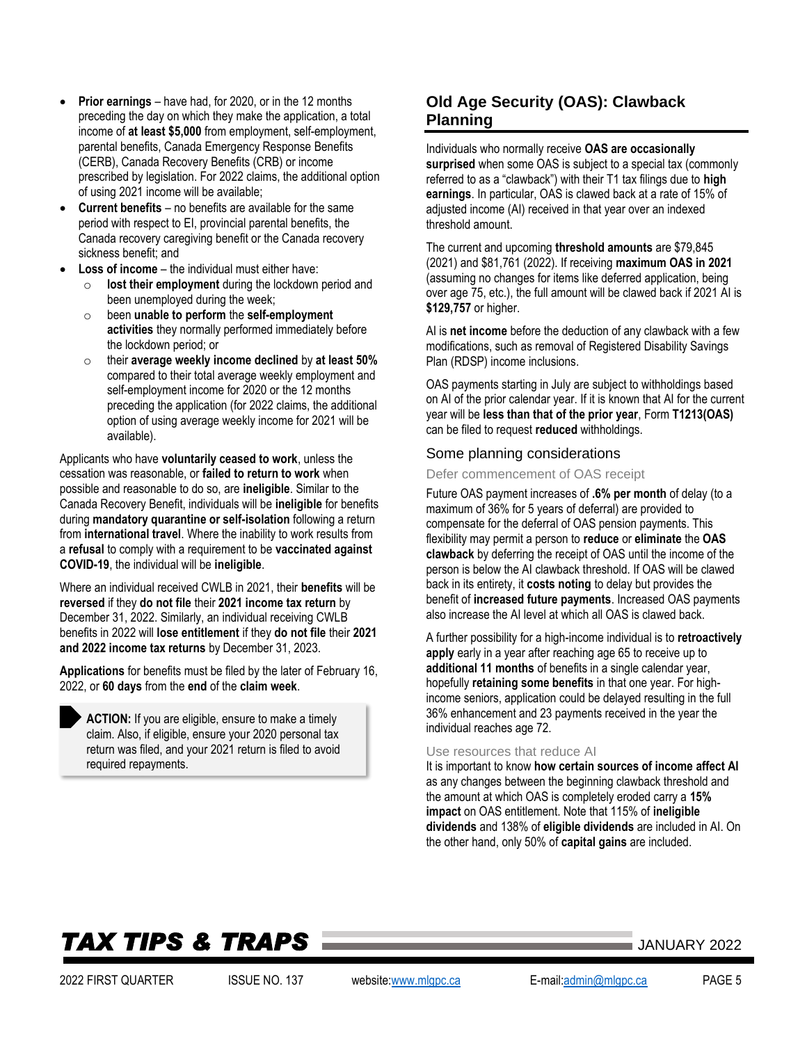- **Prior earnings** – have had, for 2020, or in the 12 months preceding the day on which they make the application, a total income of **at least $5,000** from employment, self-employment, parental benefits, Canada Emergency Response Benefits (CERB), Canada Recovery Benefits (CRB) or income prescribed by legislation. For 2022 claims, the additional option of using 2021 income will be available;
- **Current benefits** – no benefits are available for the same period with respect to EI, provincial parental benefits, the Canada recovery caregiving benefit or the Canada recovery sickness benefit; and
- **Loss of income** – the individual must either have:
  - **lost their employment** during the lockdown period and been unemployed during the week;
  - been **unable to perform** the **self-employment activities** they normally performed immediately before the lockdown period; or
  - their **average weekly income declined** by **at least 50%** compared to their total average weekly employment and self-employment income for 2020 or the 12 months preceding the application (for 2022 claims, the additional option of using average weekly income for 2021 will be available).

Applicants who have **voluntarily ceased to work**, unless the cessation was reasonable, or **failed to return to work** when possible and reasonable to do so, are **ineligible**. Similar to the Canada Recovery Benefit, individuals will be **ineligible** for benefits during **mandatory quarantine or self-isolation** following a return from **international travel**. Where the inability to work results from a **refusal** to comply with a requirement to be **vaccinated against COVID-19**, the individual will be **ineligible**.

Where an individual received CWLB in 2021, their **benefits** will be **reversed** if they **do not file** their **2021 income tax return** by December 31, 2022. Similarly, an individual receiving CWLB benefits in 2022 will **lose entitlement** if they **do not file** their **2021 and 2022 income tax returns** by December 31, 2023.

**Applications** for benefits must be filed by the later of February 16, 2022, or **60 days** from the **end** of the **claim week**.

> **ACTION:** If you are eligible, ensure to make a timely claim. Also, if eligible, ensure your 2020 personal tax return was filed, and your 2021 return is filed to avoid required repayments.

## Old Age Security (OAS): Clawback Planning

Individuals who normally receive **OAS are occasionally surprised** when some OAS is subject to a special tax (commonly referred to as a "clawback") with their T1 tax filings due to **high earnings**. In particular, OAS is clawed back at a rate of 15% of adjusted income (AI) received in that year over an indexed threshold amount.

The current and upcoming **threshold amounts** are $79,845 (2021) and $81,761 (2022). If receiving **maximum OAS in 2021** (assuming no changes for items like deferred application, being over age 75, etc.), the full amount will be clawed back if 2021 AI is **$129,757** or higher.

AI is **net income** before the deduction of any clawback with a few modifications, such as removal of Registered Disability Savings Plan (RDSP) income inclusions.

OAS payments starting in July are subject to withholdings based on AI of the prior calendar year. If it is known that AI for the current year will be **less than that of the prior year**, Form **T1213(OAS)** can be filed to request **reduced** withholdings.

### Some planning considerations

#### Defer commencement of OAS receipt

Future OAS payment increases of **.6% per month** of delay (to a maximum of 36% for 5 years of deferral) are provided to compensate for the deferral of OAS pension payments. This flexibility may permit a person to **reduce** or **eliminate** the **OAS clawback** by deferring the receipt of OAS until the income of the person is below the AI clawback threshold. If OAS will be clawed back in its entirety, it **costs noting** to delay but provides the benefit of **increased future payments**. Increased OAS payments also increase the AI level at which all OAS is clawed back.

A further possibility for a high-income individual is to **retroactively apply** early in a year after reaching age 65 to receive up to **additional 11 months** of benefits in a single calendar year, hopefully **retaining some benefits** in that one year. For high-income seniors, application could be delayed resulting in the full 36% enhancement and 23 payments received in the year the individual reaches age 72.

#### Use resources that reduce AI

It is important to know **how certain sources of income affect AI** as any changes between the beginning clawback threshold and the amount at which OAS is completely eroded carry a **15% impact** on OAS entitlement. Note that 115% of **ineligible dividends** and 138% of **eligible dividends** are included in AI. On the other hand, only 50% of **capital gains** are included.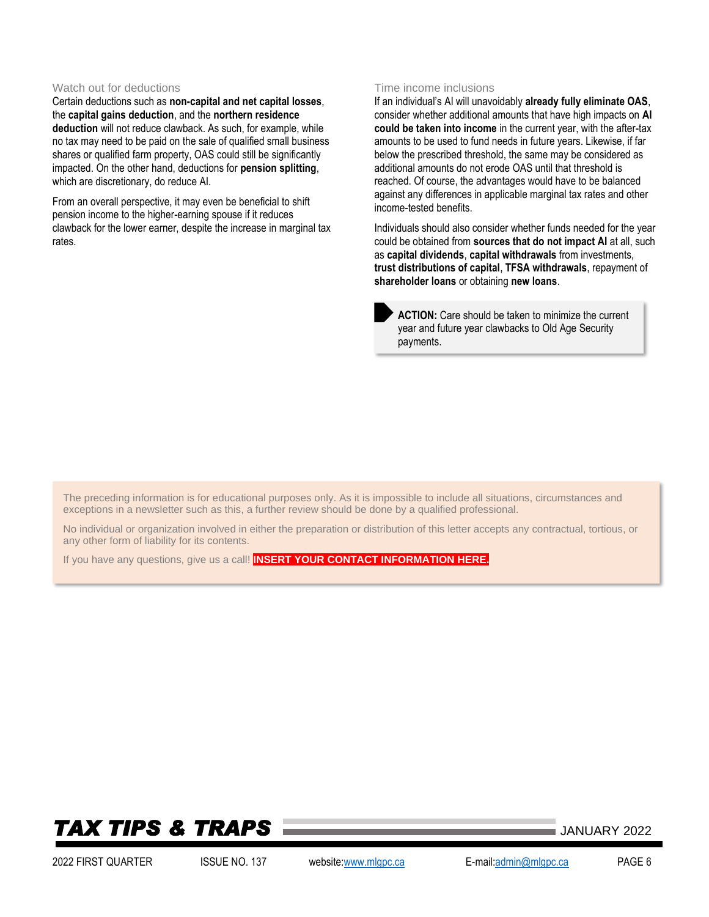### Watch out for deductions

Certain deductions such as **non-capital and net capital losses**, the **capital gains deduction**, and the **northern residence deduction** will not reduce clawback. As such, for example, while no tax may need to be paid on the sale of qualified small business shares or qualified farm property, OAS could still be significantly impacted. On the other hand, deductions for **pension splitting**, which are discretionary, do reduce AI.

From an overall perspective, it may even be beneficial to shift pension income to the higher-earning spouse if it reduces clawback for the lower earner, despite the increase in marginal tax rates.

### Time income inclusions

If an individual's AI will unavoidably **already fully eliminate OAS**, consider whether additional amounts that have high impacts on **AI could be taken into income** in the current year, with the after-tax amounts to be used to fund needs in future years. Likewise, if far below the prescribed threshold, the same may be considered as additional amounts do not erode OAS until that threshold is reached. Of course, the advantages would have to be balanced against any differences in applicable marginal tax rates and other income-tested benefits.

Individuals should also consider whether funds needed for the year could be obtained from **sources that do not impact AI** at all, such as **capital dividends**, **capital withdrawals** from investments, **trust distributions of capital**, **TFSA withdrawals**, repayment of **shareholder loans** or obtaining **new loans**.

**ACTION:** Care should be taken to minimize the current year and future year clawbacks to Old Age Security payments.

---

The preceding information is for educational purposes only. As it is impossible to include all situations, circumstances and exceptions in a newsletter such as this, a further review should be done by a qualified professional.

No individual or organization involved in either the preparation or distribution of this letter accepts any contractual, tortious, or any other form of liability for its contents.

If you have any questions, give us a call! **INSERT YOUR CONTACT INFORMATION HERE.**